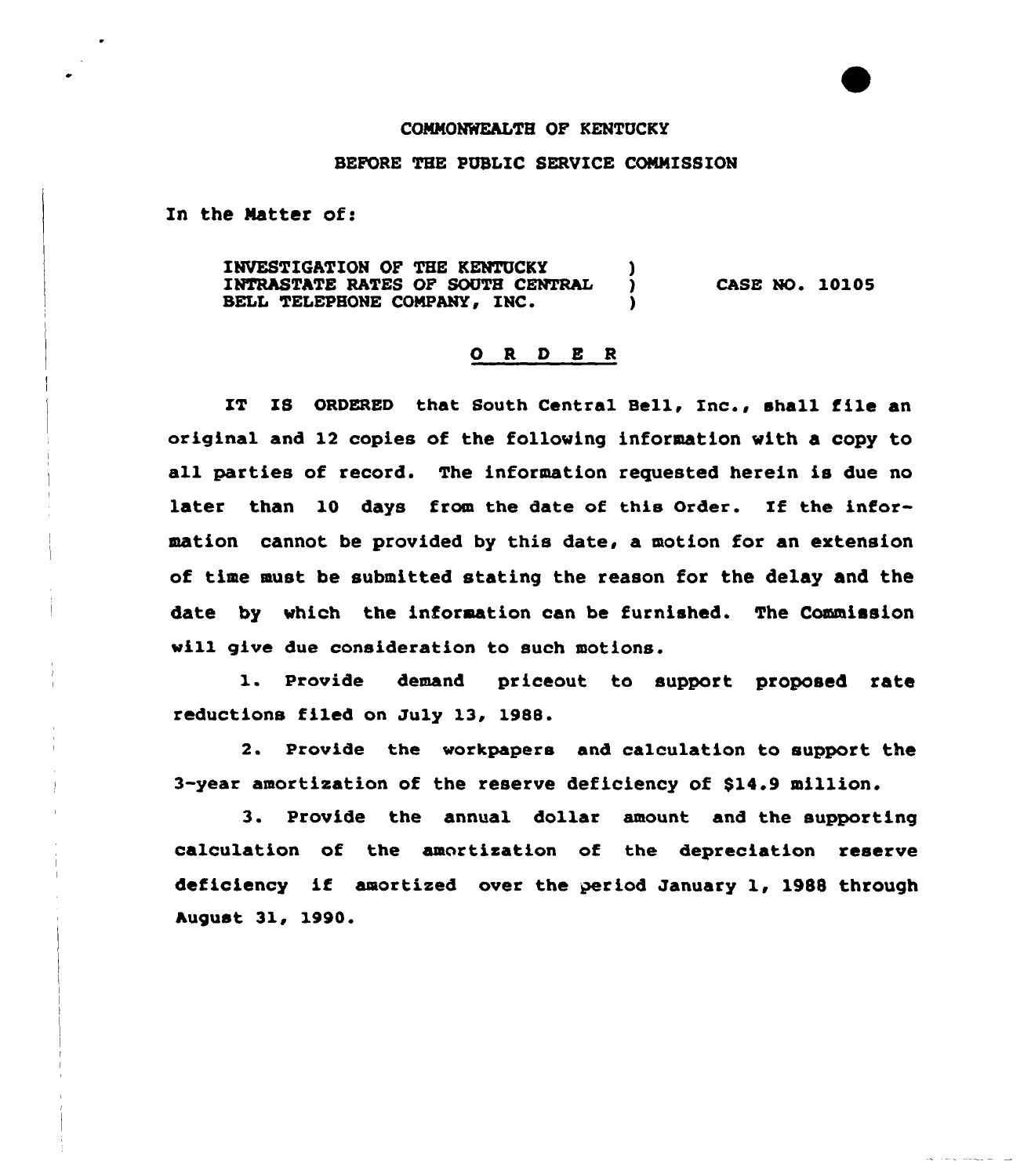COMMONWEALTH OF KENTUCKY

BEFORE THE PUBLIC SERVICE COMMISSION

In the Matter of:

| | | |
|---|---|---|
| INVESTIGATION OF THE KENTUCKY INTRASTATE RATES OF SOUTH CENTRAL BELL TELEPHONE COMPANY, INC. | ) ) ) | CASE NO. 10105 |

## O R D E R

IT IS ORDERED that South Central Bell, Inc., shall file an original and 12 copies of the following information with a copy to all parties of record. The information requested herein is due no later than 10 days from the date of this Order. If the information cannot be provided by this date, a motion for an extension of time must be submitted stating the reason for the delay and the date by which the information can be furnished. The Commission will give due consideration to such motions.

1. Provide demand priceout to support proposed rate reductions filed on July 13, 1988.

2. Provide the workpapers and calculation to support the 3-year amortization of the reserve deficiency of $14.9 million.

3. Provide the annual dollar amount and the supporting calculation of the amortization of the depreciation reserve deficiency if amortized over the period January 1, 1988 through August 31, 1990.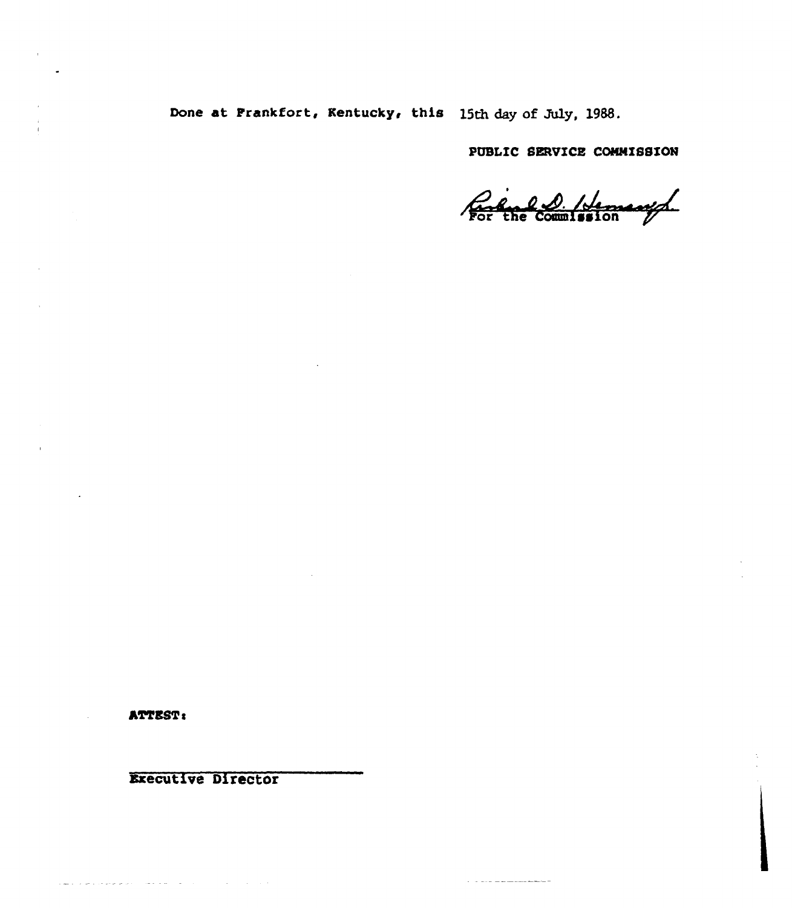Done at Frankfort, Kentucky, this 15th day of July, 1988.

PUBLIC SERVICE COMMISSION

For the Commission

ATTEST:

Executive Director